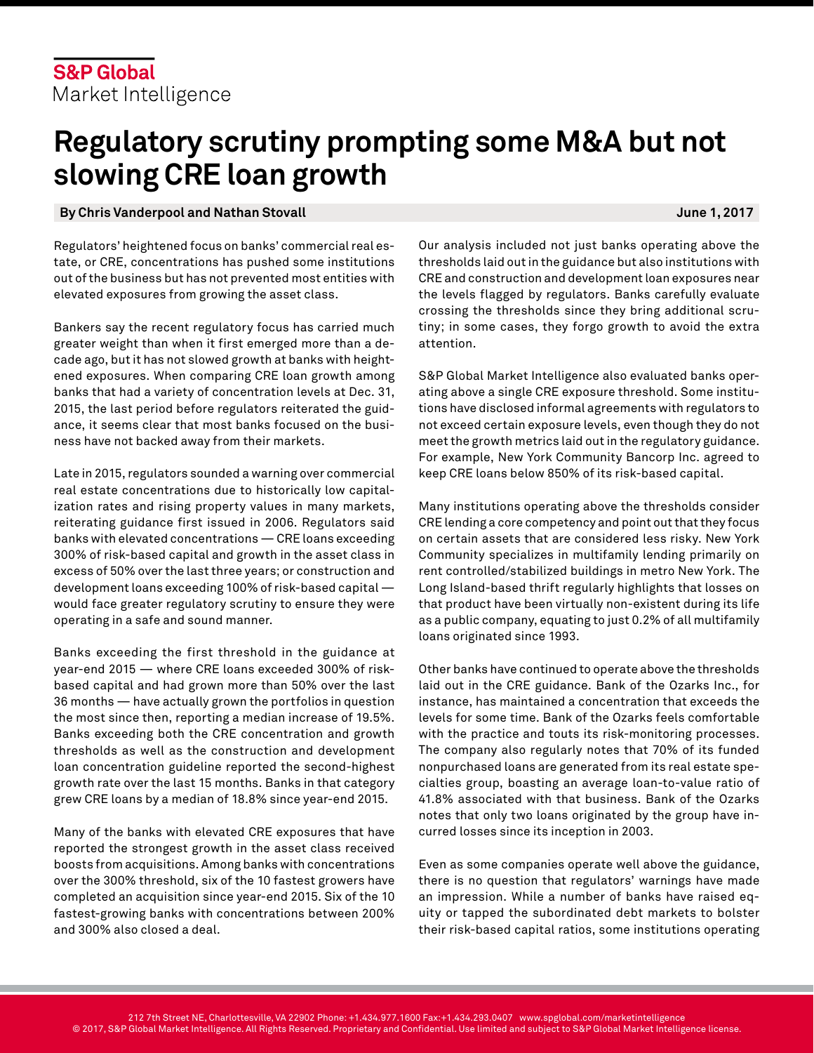S&P Global
Market Intelligence

# Regulatory scrutiny prompting some M&A but not slowing CRE loan growth

**By Chris Vanderpool and Nathan Stovall** **June 1, 2017**

Regulators' heightened focus on banks' commercial real estate, or CRE, concentrations has pushed some institutions out of the business but has not prevented most entities with elevated exposures from growing the asset class.

Bankers say the recent regulatory focus has carried much greater weight than when it first emerged more than a decade ago, but it has not slowed growth at banks with heightened exposures. When comparing CRE loan growth among banks that had a variety of concentration levels at Dec. 31, 2015, the last period before regulators reiterated the guidance, it seems clear that most banks focused on the business have not backed away from their markets.

Late in 2015, regulators sounded a warning over commercial real estate concentrations due to historically low capitalization rates and rising property values in many markets, reiterating guidance first issued in 2006. Regulators said banks with elevated concentrations — CRE loans exceeding 300% of risk-based capital and growth in the asset class in excess of 50% over the last three years; or construction and development loans exceeding 100% of risk-based capital — would face greater regulatory scrutiny to ensure they were operating in a safe and sound manner.

Banks exceeding the first threshold in the guidance at year-end 2015 — where CRE loans exceeded 300% of risk-based capital and had grown more than 50% over the last 36 months — have actually grown the portfolios in question the most since then, reporting a median increase of 19.5%. Banks exceeding both the CRE concentration and growth thresholds as well as the construction and development loan concentration guideline reported the second-highest growth rate over the last 15 months. Banks in that category grew CRE loans by a median of 18.8% since year-end 2015.

Many of the banks with elevated CRE exposures that have reported the strongest growth in the asset class received boosts from acquisitions. Among banks with concentrations over the 300% threshold, six of the 10 fastest growers have completed an acquisition since year-end 2015. Six of the 10 fastest-growing banks with concentrations between 200% and 300% also closed a deal.

Our analysis included not just banks operating above the thresholds laid out in the guidance but also institutions with CRE and construction and development loan exposures near the levels flagged by regulators. Banks carefully evaluate crossing the thresholds since they bring additional scrutiny; in some cases, they forgo growth to avoid the extra attention.

S&P Global Market Intelligence also evaluated banks operating above a single CRE exposure threshold. Some institutions have disclosed informal agreements with regulators to not exceed certain exposure levels, even though they do not meet the growth metrics laid out in the regulatory guidance. For example, New York Community Bancorp Inc. agreed to keep CRE loans below 850% of its risk-based capital.

Many institutions operating above the thresholds consider CRE lending a core competency and point out that they focus on certain assets that are considered less risky. New York Community specializes in multifamily lending primarily on rent controlled/stabilized buildings in metro New York. The Long Island-based thrift regularly highlights that losses on that product have been virtually non-existent during its life as a public company, equating to just 0.2% of all multifamily loans originated since 1993.

Other banks have continued to operate above the thresholds laid out in the CRE guidance. Bank of the Ozarks Inc., for instance, has maintained a concentration that exceeds the levels for some time. Bank of the Ozarks feels comfortable with the practice and touts its risk-monitoring processes. The company also regularly notes that 70% of its funded nonpurchased loans are generated from its real estate specialties group, boasting an average loan-to-value ratio of 41.8% associated with that business. Bank of the Ozarks notes that only two loans originated by the group have incurred losses since its inception in 2003.

Even as some companies operate well above the guidance, there is no question that regulators' warnings have made an impression. While a number of banks have raised equity or tapped the subordinated debt markets to bolster their risk-based capital ratios, some institutions operating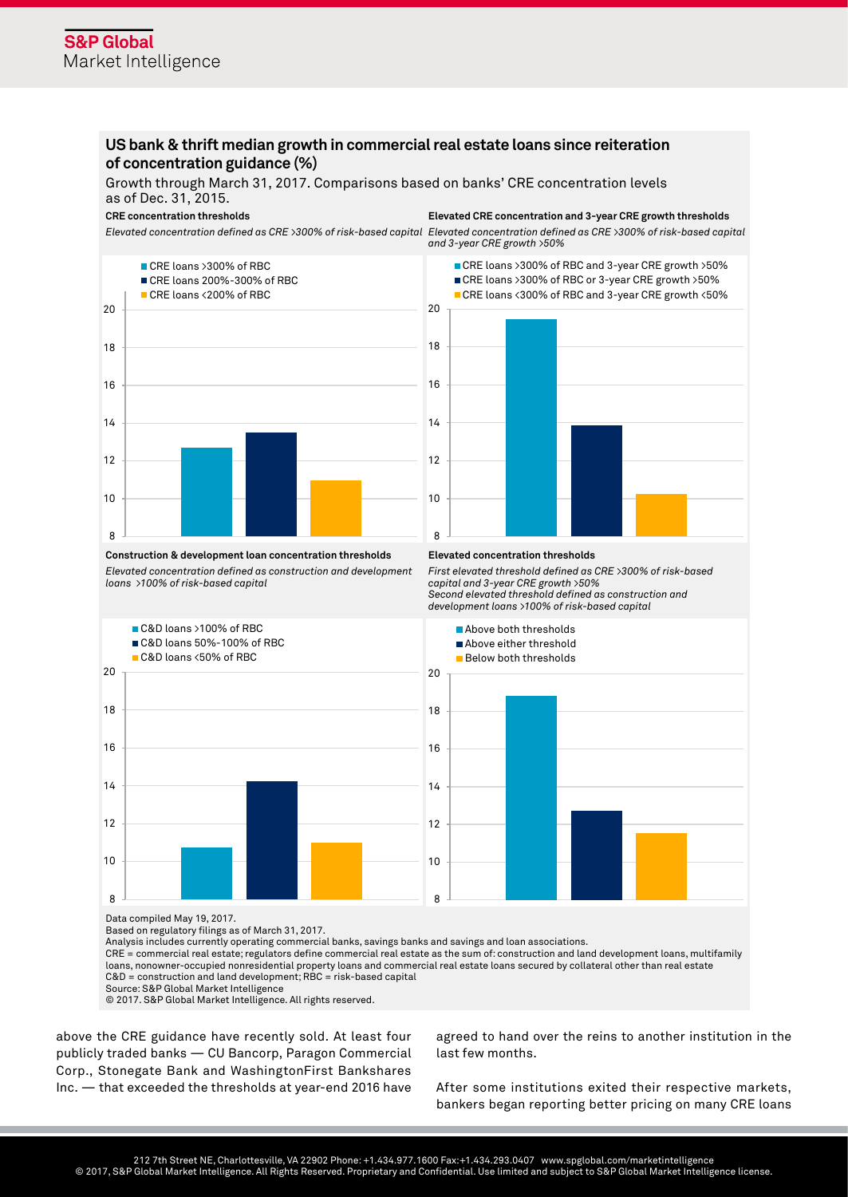## US bank & thrift median growth in commercial real estate loans since reiteration of concentration guidance (%)

Growth through March 31, 2017. Comparisons based on banks' CRE concentration levels as of Dec. 31, 2015.

**CRE concentration thresholds**

*Elevated concentration defined as CRE >300% of risk-based capital*

- CRE loans >300% of RBC
- CRE loans 200%-300% of RBC
- CRE loans <200% of RBC

**Elevated CRE concentration and 3-year CRE growth thresholds**

*Elevated concentration defined as CRE >300% of risk-based capital and 3-year CRE growth >50%*

- CRE loans >300% of RBC and 3-year CRE growth >50%
- CRE loans >300% of RBC or 3-year CRE growth >50%
- CRE loans <300% of RBC and 3-year CRE growth <50%

**Construction & development loan concentration thresholds**

*Elevated concentration defined as construction and development loans >100% of risk-based capital*

- C&D loans >100% of RBC
- C&D loans 50%-100% of RBC
- C&D loans <50% of RBC

**Elevated concentration thresholds**

*First elevated threshold defined as CRE >300% of risk-based capital and 3-year CRE growth >50%*
*Second elevated threshold defined as construction and development loans >100% of risk-based capital*

- Above both thresholds
- Above either threshold
- Below both thresholds

Data compiled May 19, 2017.
Based on regulatory filings as of March 31, 2017.
Analysis includes currently operating commercial banks, savings banks and savings and loan associations.
CRE = commercial real estate; regulators define commercial real estate as the sum of: construction and land development loans, multifamily loans, nonowner-occupied nonresidential property loans and commercial real estate loans secured by collateral other than real estate
C&D = construction and land development; RBC = risk-based capital
Source: S&P Global Market Intelligence
© 2017. S&P Global Market Intelligence. All rights reserved.

above the CRE guidance have recently sold. At least four publicly traded banks — CU Bancorp, Paragon Commercial Corp., Stonegate Bank and WashingtonFirst Bankshares Inc. — that exceeded the thresholds at year-end 2016 have agreed to hand over the reins to another institution in the last few months.

After some institutions exited their respective markets, bankers began reporting better pricing on many CRE loans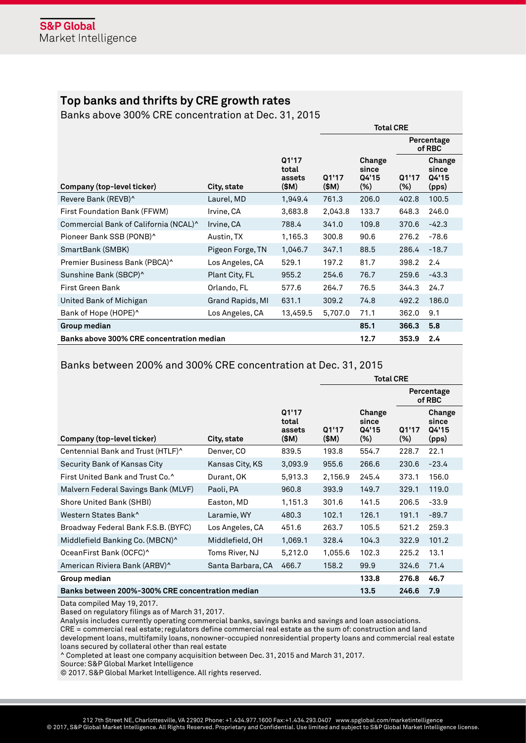## Top banks and thrifts by CRE growth rates

Banks above 300% CRE concentration at Dec. 31, 2015

| | | | Total CRE | | | |
|---|---|---|---|---|---|---|
| | | | | | Percentage of RBC | |
| Company (top-level ticker) | City, state | Q1'17 total assets ($M) | Q1'17 ($M) | Change since Q4'15 (%) | Q1'17 (%) | Change since Q4'15 (pps) |
| Revere Bank (REVB)^ | Laurel, MD | 1,949.4 | 761.3 | 206.0 | 402.8 | 100.5 |
| First Foundation Bank (FFWM) | Irvine, CA | 3,683.8 | 2,043.8 | 133.7 | 648.3 | 246.0 |
| Commercial Bank of California (NCAL)^ | Irvine, CA | 788.4 | 341.0 | 109.8 | 370.6 | -42.3 |
| Pioneer Bank SSB (PONB)^ | Austin, TX | 1,165.3 | 300.8 | 90.6 | 276.2 | -78.6 |
| SmartBank (SMBK) | Pigeon Forge, TN | 1,046.7 | 347.1 | 88.5 | 286.4 | -18.7 |
| Premier Business Bank (PBCA)^ | Los Angeles, CA | 529.1 | 197.2 | 81.7 | 398.2 | 2.4 |
| Sunshine Bank (SBCP)^ | Plant City, FL | 955.2 | 254.6 | 76.7 | 259.6 | -43.3 |
| First Green Bank | Orlando, FL | 577.6 | 264.7 | 76.5 | 344.3 | 24.7 |
| United Bank of Michigan | Grand Rapids, MI | 631.1 | 309.2 | 74.8 | 492.2 | 186.0 |
| Bank of Hope (HOPE)^ | Los Angeles, CA | 13,459.5 | 5,707.0 | 71.1 | 362.0 | 9.1 |
| **Group median** | | | | **85.1** | **366.3** | **5.8** |
| **Banks above 300% CRE concentration median** | | | | **12.7** | **353.9** | **2.4** |

Banks between 200% and 300% CRE concentration at Dec. 31, 2015

| | | | Total CRE | | | |
|---|---|---|---|---|---|---|
| | | | | | Percentage of RBC | |
| Company (top-level ticker) | City, state | Q1'17 total assets ($M) | Q1'17 ($M) | Change since Q4'15 (%) | Q1'17 (%) | Change since Q4'15 (pps) |
| Centennial Bank and Trust (HTLF)^ | Denver, CO | 839.5 | 193.8 | 554.7 | 228.7 | 22.1 |
| Security Bank of Kansas City | Kansas City, KS | 3,093.9 | 955.6 | 266.6 | 230.6 | -23.4 |
| First United Bank and Trust Co.^ | Durant, OK | 5,913.3 | 2,156.9 | 245.4 | 373.1 | 156.0 |
| Malvern Federal Savings Bank (MLVF) | Paoli, PA | 960.8 | 393.9 | 149.7 | 329.1 | 119.0 |
| Shore United Bank (SHBI) | Easton, MD | 1,151.3 | 301.6 | 141.5 | 206.5 | -33.9 |
| Western States Bank^ | Laramie, WY | 480.3 | 102.1 | 126.1 | 191.1 | -89.7 |
| Broadway Federal Bank F.S.B. (BYFC) | Los Angeles, CA | 451.6 | 263.7 | 105.5 | 521.2 | 259.3 |
| Middlefield Banking Co. (MBCN)^ | Middlefield, OH | 1,069.1 | 328.4 | 104.3 | 322.9 | 101.2 |
| OceanFirst Bank (OCFC)^ | Toms River, NJ | 5,212.0 | 1,055.6 | 102.3 | 225.2 | 13.1 |
| American Riviera Bank (ARBV)^ | Santa Barbara, CA | 466.7 | 158.2 | 99.9 | 324.6 | 71.4 |
| **Group median** | | | | **133.8** | **276.8** | **46.7** |
| **Banks between 200%-300% CRE concentration median** | | | | **13.5** | **246.6** | **7.9** |

Data compiled May 19, 2017.

Based on regulatory filings as of March 31, 2017.

Analysis includes currently operating commercial banks, savings banks and savings and loan associations.

CRE = commercial real estate; regulators define commercial real estate as the sum of: construction and land development loans, multifamily loans, nonowner-occupied nonresidential property loans and commercial real estate loans secured by collateral other than real estate

^ Completed at least one company acquisition between Dec. 31, 2015 and March 31, 2017.

Source: S&P Global Market Intelligence

© 2017. S&P Global Market Intelligence. All rights reserved.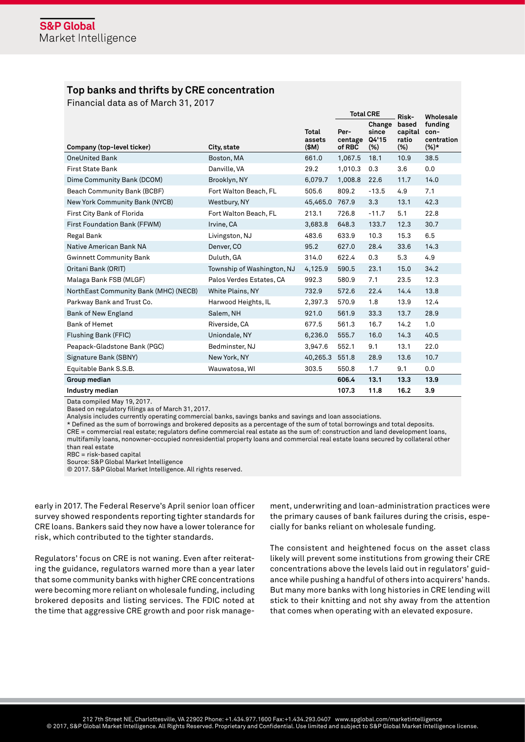## Top banks and thrifts by CRE concentration

Financial data as of March 31, 2017

| | | | Total CRE | | | |
|---|---|---|---|---|---|---|
| Company (top-level ticker) | City, state | Total assets ($M) | Percentage of RBC | Change since Q4'15 (%) | Risk-based capital ratio (%) | Wholesale funding concentration (%)* |
| OneUnited Bank | Boston, MA | 661.0 | 1,067.5 | 18.1 | 10.9 | 38.5 |
| First State Bank | Danville, VA | 29.2 | 1,010.3 | 0.3 | 3.6 | 0.0 |
| Dime Community Bank (DCOM) | Brooklyn, NY | 6,079.7 | 1,008.8 | 22.6 | 11.7 | 14.0 |
| Beach Community Bank (BCBF) | Fort Walton Beach, FL | 505.6 | 809.2 | -13.5 | 4.9 | 7.1 |
| New York Community Bank (NYCB) | Westbury, NY | 45,465.0 | 767.9 | 3.3 | 13.1 | 42.3 |
| First City Bank of Florida | Fort Walton Beach, FL | 213.1 | 726.8 | -11.7 | 5.1 | 22.8 |
| First Foundation Bank (FFWM) | Irvine, CA | 3,683.8 | 648.3 | 133.7 | 12.3 | 30.7 |
| Regal Bank | Livingston, NJ | 483.6 | 633.9 | 10.3 | 15.3 | 6.5 |
| Native American Bank NA | Denver, CO | 95.2 | 627.0 | 28.4 | 33.6 | 14.3 |
| Gwinnett Community Bank | Duluth, GA | 314.0 | 622.4 | 0.3 | 5.3 | 4.9 |
| Oritani Bank (ORIT) | Township of Washington, NJ | 4,125.9 | 590.5 | 23.1 | 15.0 | 34.2 |
| Malaga Bank FSB (MLGF) | Palos Verdes Estates, CA | 992.3 | 580.9 | 7.1 | 23.5 | 12.3 |
| NorthEast Community Bank (MHC) (NECB) | White Plains, NY | 732.9 | 572.6 | 22.4 | 14.4 | 13.8 |
| Parkway Bank and Trust Co. | Harwood Heights, IL | 2,397.3 | 570.9 | 1.8 | 13.9 | 12.4 |
| Bank of New England | Salem, NH | 921.0 | 561.9 | 33.3 | 13.7 | 28.9 |
| Bank of Hemet | Riverside, CA | 677.5 | 561.3 | 16.7 | 14.2 | 1.0 |
| Flushing Bank (FFIC) | Uniondale, NY | 6,236.0 | 555.7 | 16.0 | 14.3 | 40.5 |
| Peapack-Gladstone Bank (PGC) | Bedminster, NJ | 3,947.6 | 552.1 | 9.1 | 13.1 | 22.0 |
| Signature Bank (SBNY) | New York, NY | 40,265.3 | 551.8 | 28.9 | 13.6 | 10.7 |
| Equitable Bank S.S.B. | Wauwatosa, WI | 303.5 | 550.8 | 1.7 | 9.1 | 0.0 |
| **Group median** | | | **606.4** | **13.1** | **13.3** | **13.9** |
| **Industry median** | | | **107.3** | **11.8** | **16.2** | **3.9** |

Data compiled May 19, 2017.

Based on regulatory filings as of March 31, 2017.

Analysis includes currently operating commercial banks, savings banks and savings and loan associations.

* Defined as the sum of borrowings and brokered deposits as a percentage of the sum of total borrowings and total deposits.

CRE = commercial real estate; regulators define commercial real estate as the sum of: construction and land development loans, multifamily loans, nonowner-occupied nonresidential property loans and commercial real estate loans secured by collateral other than real estate

RBC = risk-based capital

Source: S&P Global Market Intelligence

© 2017. S&P Global Market Intelligence. All rights reserved.

early in 2017. The Federal Reserve's April senior loan officer survey showed respondents reporting tighter standards for CRE loans. Bankers said they now have a lower tolerance for risk, which contributed to the tighter standards.

Regulators' focus on CRE is not waning. Even after reiterating the guidance, regulators warned more than a year later that some community banks with higher CRE concentrations were becoming more reliant on wholesale funding, including brokered deposits and listing services. The FDIC noted at the time that aggressive CRE growth and poor risk management, underwriting and loan-administration practices were the primary causes of bank failures during the crisis, especially for banks reliant on wholesale funding.

The consistent and heightened focus on the asset class likely will prevent some institutions from growing their CRE concentrations above the levels laid out in regulators' guidance while pushing a handful of others into acquirers' hands. But many more banks with long histories in CRE lending will stick to their knitting and not shy away from the attention that comes when operating with an elevated exposure.